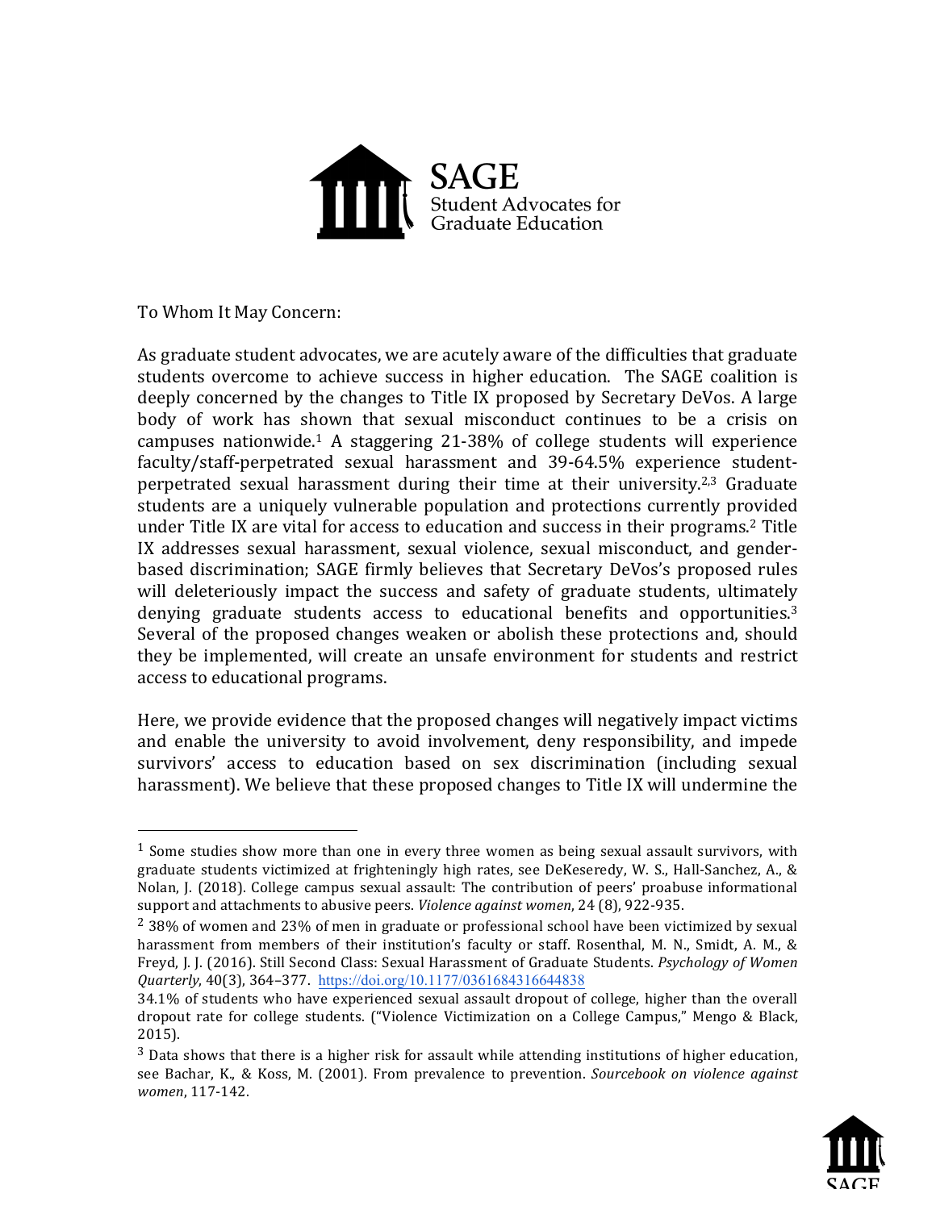**SAGE**
Student Advocates for Graduate Education

To Whom It May Concern:

As graduate student advocates, we are acutely aware of the difficulties that graduate students overcome to achieve success in higher education. The SAGE coalition is deeply concerned by the changes to Title IX proposed by Secretary DeVos. A large body of work has shown that sexual misconduct continues to be a crisis on campuses nationwide.[1] A staggering 21-38% of college students will experience faculty/staff-perpetrated sexual harassment and 39-64.5% experience student-perpetrated sexual harassment during their time at their university.[2,3] Graduate students are a uniquely vulnerable population and protections currently provided under Title IX are vital for access to education and success in their programs.[2] Title IX addresses sexual harassment, sexual violence, sexual misconduct, and gender-based discrimination; SAGE firmly believes that Secretary DeVos's proposed rules will deleteriously impact the success and safety of graduate students, ultimately denying graduate students access to educational benefits and opportunities.[3] Several of the proposed changes weaken or abolish these protections and, should they be implemented, will create an unsafe environment for students and restrict access to educational programs.

Here, we provide evidence that the proposed changes will negatively impact victims and enable the university to avoid involvement, deny responsibility, and impede survivors' access to education based on sex discrimination (including sexual harassment). We believe that these proposed changes to Title IX will undermine the

---

[1] Some studies show more than one in every three women as being sexual assault survivors, with graduate students victimized at frighteningly high rates, see DeKeseredy, W. S., Hall-Sanchez, A., & Nolan, J. (2018). College campus sexual assault: The contribution of peers' proabuse informational support and attachments to abusive peers. *Violence against women*, 24 (8), 922-935.

[2] 38% of women and 23% of men in graduate or professional school have been victimized by sexual harassment from members of their institution's faculty or staff. Rosenthal, M. N., Smidt, A. M., & Freyd, J. J. (2016). Still Second Class: Sexual Harassment of Graduate Students. *Psychology of Women Quarterly*, 40(3), 364–377. https://doi.org/10.1177/0361684316644838

34.1% of students who have experienced sexual assault dropout of college, higher than the overall dropout rate for college students. ("Violence Victimization on a College Campus," Mengo & Black, 2015).

[3] Data shows that there is a higher risk for assault while attending institutions of higher education, see Bachar, K., & Koss, M. (2001). From prevalence to prevention. *Sourcebook on violence against women*, 117-142.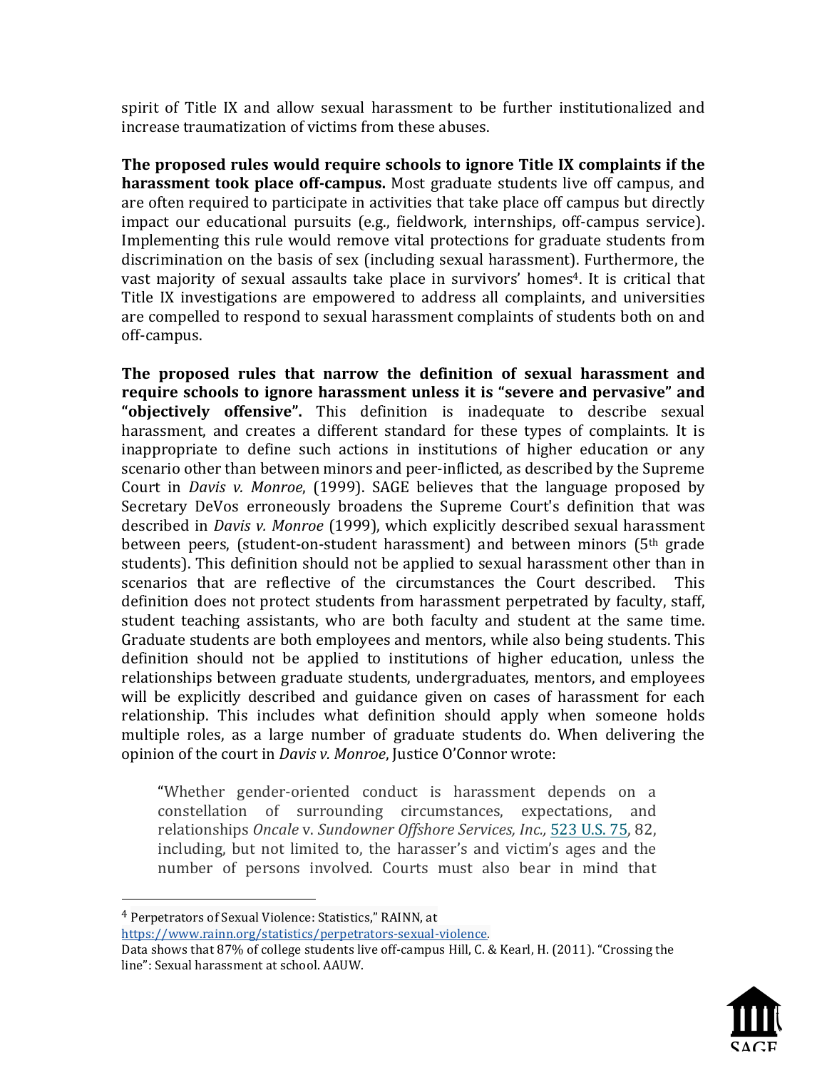spirit of Title IX and allow sexual harassment to be further institutionalized and increase traumatization of victims from these abuses.

**The proposed rules would require schools to ignore Title IX complaints if the harassment took place off-campus.** Most graduate students live off campus, and are often required to participate in activities that take place off campus but directly impact our educational pursuits (e.g., fieldwork, internships, off-campus service). Implementing this rule would remove vital protections for graduate students from discrimination on the basis of sex (including sexual harassment). Furthermore, the vast majority of sexual assaults take place in survivors' homes[4]. It is critical that Title IX investigations are empowered to address all complaints, and universities are compelled to respond to sexual harassment complaints of students both on and off-campus.

**The proposed rules that narrow the definition of sexual harassment and require schools to ignore harassment unless it is "severe and pervasive" and "objectively offensive".** This definition is inadequate to describe sexual harassment, and creates a different standard for these types of complaints. It is inappropriate to define such actions in institutions of higher education or any scenario other than between minors and peer-inflicted, as described by the Supreme Court in *Davis v. Monroe*, (1999). SAGE believes that the language proposed by Secretary DeVos erroneously broadens the Supreme Court's definition that was described in *Davis v. Monroe* (1999), which explicitly described sexual harassment between peers, (student-on-student harassment) and between minors (5th grade students). This definition should not be applied to sexual harassment other than in scenarios that are reflective of the circumstances the Court described. This definition does not protect students from harassment perpetrated by faculty, staff, student teaching assistants, who are both faculty and student at the same time. Graduate students are both employees and mentors, while also being students. This definition should not be applied to institutions of higher education, unless the relationships between graduate students, undergraduates, mentors, and employees will be explicitly described and guidance given on cases of harassment for each relationship. This includes what definition should apply when someone holds multiple roles, as a large number of graduate students do. When delivering the opinion of the court in *Davis v. Monroe*, Justice O'Connor wrote:

> "Whether gender-oriented conduct is harassment depends on a constellation of surrounding circumstances, expectations, and relationships *Oncale* v. *Sundowner Offshore Services, Inc.,* [523 U.S. 75](), 82, including, but not limited to, the harasser's and victim's ages and the number of persons involved. Courts must also bear in mind that

---

[4] Perpetrators of Sexual Violence: Statistics," RAINN, at https://www.rainn.org/statistics/perpetrators-sexual-violence.
Data shows that 87% of college students live off-campus Hill, C. & Kearl, H. (2011). "Crossing the line": Sexual harassment at school. AAUW.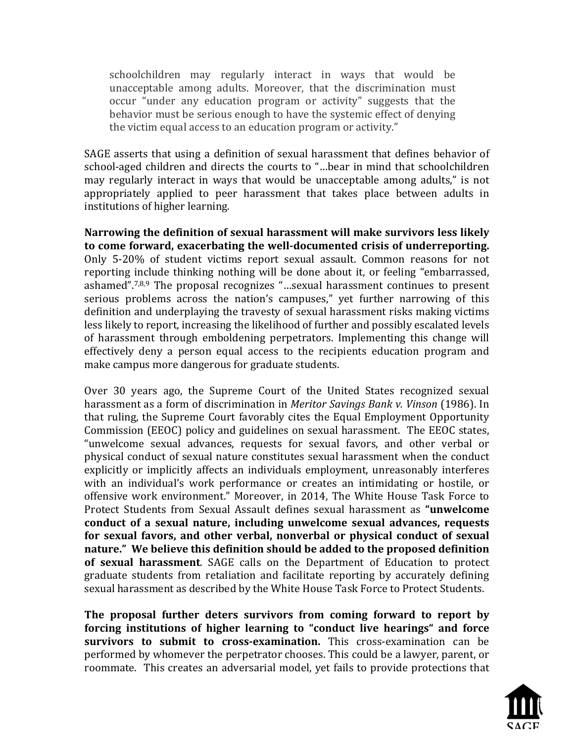> schoolchildren may regularly interact in ways that would be unacceptable among adults. Moreover, that the discrimination must occur "under any education program or activity" suggests that the behavior must be serious enough to have the systemic effect of denying the victim equal access to an education program or activity."

SAGE asserts that using a definition of sexual harassment that defines behavior of school-aged children and directs the courts to "…bear in mind that schoolchildren may regularly interact in ways that would be unacceptable among adults," is not appropriately applied to peer harassment that takes place between adults in institutions of higher learning.

**Narrowing the definition of sexual harassment will make survivors less likely to come forward, exacerbating the well-documented crisis of underreporting.** Only 5-20% of student victims report sexual assault. Common reasons for not reporting include thinking nothing will be done about it, or feeling "embarrassed, ashamed".[7,8,9] The proposal recognizes "…sexual harassment continues to present serious problems across the nation's campuses," yet further narrowing of this definition and underplaying the travesty of sexual harassment risks making victims less likely to report, increasing the likelihood of further and possibly escalated levels of harassment through emboldening perpetrators. Implementing this change will effectively deny a person equal access to the recipients education program and make campus more dangerous for graduate students.

Over 30 years ago, the Supreme Court of the United States recognized sexual harassment as a form of discrimination in *Meritor Savings Bank v. Vinson* (1986). In that ruling, the Supreme Court favorably cites the Equal Employment Opportunity Commission (EEOC) policy and guidelines on sexual harassment. The EEOC states, "unwelcome sexual advances, requests for sexual favors, and other verbal or physical conduct of sexual nature constitutes sexual harassment when the conduct explicitly or implicitly affects an individuals employment, unreasonably interferes with an individual's work performance or creates an intimidating or hostile, or offensive work environment." Moreover, in 2014, The White House Task Force to Protect Students from Sexual Assault defines sexual harassment as **"unwelcome conduct of a sexual nature, including unwelcome sexual advances, requests for sexual favors, and other verbal, nonverbal or physical conduct of sexual nature." We believe this definition should be added to the proposed definition of sexual harassment**. SAGE calls on the Department of Education to protect graduate students from retaliation and facilitate reporting by accurately defining sexual harassment as described by the White House Task Force to Protect Students.

**The proposal further deters survivors from coming forward to report by forcing institutions of higher learning to "conduct live hearings" and force survivors to submit to cross-examination.** This cross-examination can be performed by whomever the perpetrator chooses. This could be a lawyer, parent, or roommate. This creates an adversarial model, yet fails to provide protections that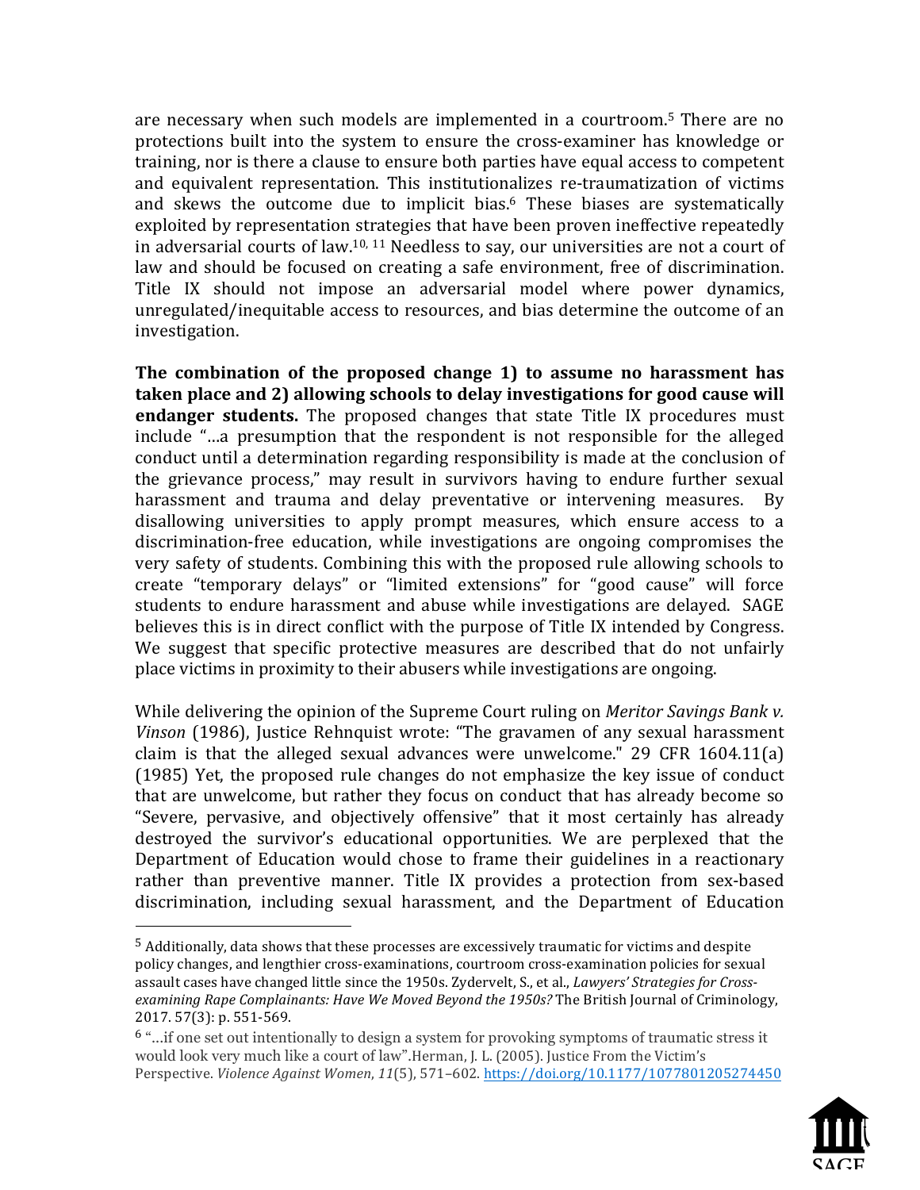are necessary when such models are implemented in a courtroom.[5] There are no protections built into the system to ensure the cross-examiner has knowledge or training, nor is there a clause to ensure both parties have equal access to competent and equivalent representation. This institutionalizes re-traumatization of victims and skews the outcome due to implicit bias.[6] These biases are systematically exploited by representation strategies that have been proven ineffective repeatedly in adversarial courts of law.[10, 11] Needless to say, our universities are not a court of law and should be focused on creating a safe environment, free of discrimination. Title IX should not impose an adversarial model where power dynamics, unregulated/inequitable access to resources, and bias determine the outcome of an investigation.

**The combination of the proposed change 1) to assume no harassment has taken place and 2) allowing schools to delay investigations for good cause will endanger students.** The proposed changes that state Title IX procedures must include "…a presumption that the respondent is not responsible for the alleged conduct until a determination regarding responsibility is made at the conclusion of the grievance process," may result in survivors having to endure further sexual harassment and trauma and delay preventative or intervening measures. By disallowing universities to apply prompt measures, which ensure access to a discrimination-free education, while investigations are ongoing compromises the very safety of students. Combining this with the proposed rule allowing schools to create "temporary delays" or "limited extensions" for "good cause" will force students to endure harassment and abuse while investigations are delayed. SAGE believes this is in direct conflict with the purpose of Title IX intended by Congress. We suggest that specific protective measures are described that do not unfairly place victims in proximity to their abusers while investigations are ongoing.

While delivering the opinion of the Supreme Court ruling on *Meritor Savings Bank v. Vinson* (1986), Justice Rehnquist wrote: "The gravamen of any sexual harassment claim is that the alleged sexual advances were unwelcome." 29 CFR 1604.11(a) (1985) Yet, the proposed rule changes do not emphasize the key issue of conduct that are unwelcome, but rather they focus on conduct that has already become so "Severe, pervasive, and objectively offensive" that it most certainly has already destroyed the survivor's educational opportunities. We are perplexed that the Department of Education would chose to frame their guidelines in a reactionary rather than preventive manner. Title IX provides a protection from sex-based discrimination, including sexual harassment, and the Department of Education

---

[5] Additionally, data shows that these processes are excessively traumatic for victims and despite policy changes, and lengthier cross-examinations, courtroom cross-examination policies for sexual assault cases have changed little since the 1950s. Zydervelt, S., et al., *Lawyers' Strategies for Cross-examining Rape Complainants: Have We Moved Beyond the 1950s?* The British Journal of Criminology, 2017. 57(3): p. 551-569.

[6] "…if one set out intentionally to design a system for provoking symptoms of traumatic stress it would look very much like a court of law".Herman, J. L. (2005). Justice From the Victim's Perspective. *Violence Against Women*, *11*(5), 571–602. https://doi.org/10.1177/1077801205274450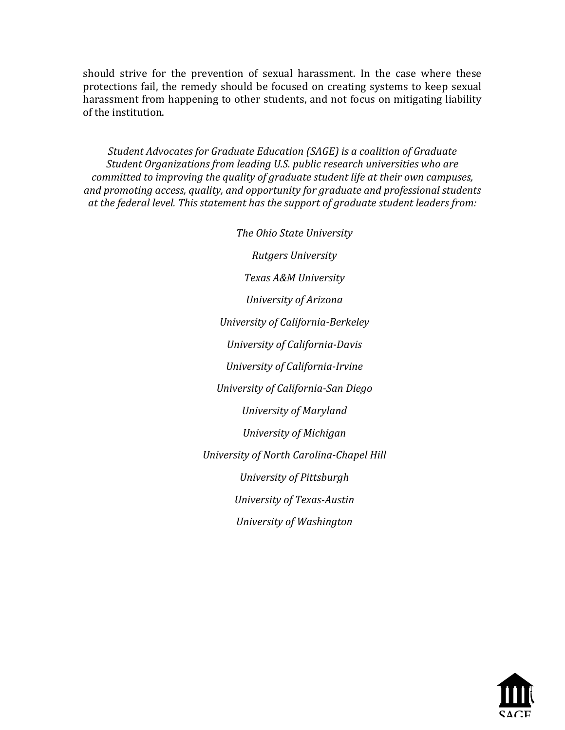should strive for the prevention of sexual harassment. In the case where these protections fail, the remedy should be focused on creating systems to keep sexual harassment from happening to other students, and not focus on mitigating liability of the institution.

*Student Advocates for Graduate Education (SAGE) is a coalition of Graduate Student Organizations from leading U.S. public research universities who are committed to improving the quality of graduate student life at their own campuses, and promoting access, quality, and opportunity for graduate and professional students at the federal level. This statement has the support of graduate student leaders from:*

*The Ohio State University*

*Rutgers University*

*Texas A&M University*

*University of Arizona*

*University of California-Berkeley*

*University of California-Davis*

*University of California-Irvine*

*University of California-San Diego*

*University of Maryland*

*University of Michigan*

*University of North Carolina-Chapel Hill*

*University of Pittsburgh*

*University of Texas-Austin*

*University of Washington*

SAGE